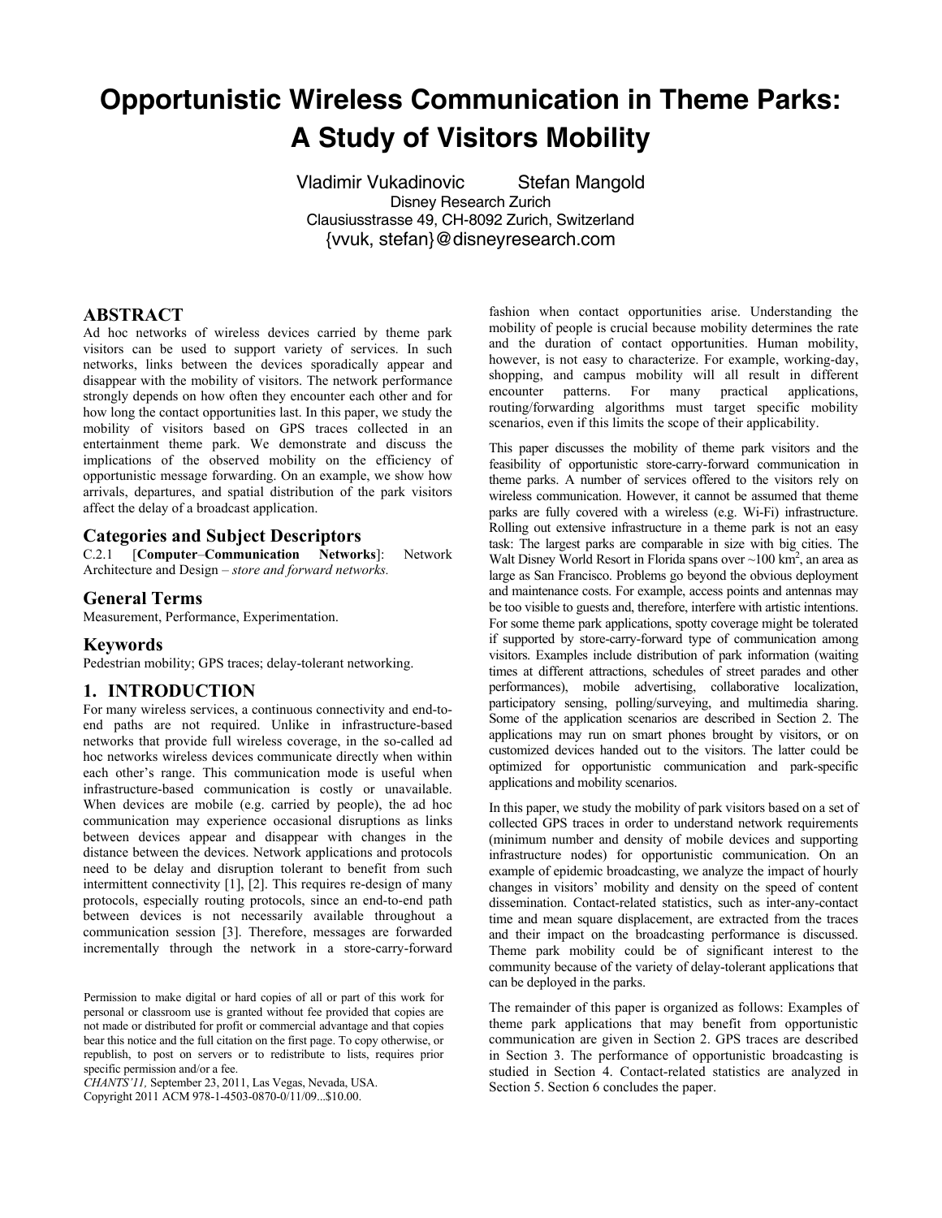# Opportunistic Wireless Communication in Theme Parks: A Study of Visitors Mobility

Vladimir Vukadinovic Stefan Mangold
Disney Research Zurich
Clausiusstrasse 49, CH-8092 Zurich, Switzerland
{vvuk, stefan}@disneyresearch.com

## ABSTRACT

Ad hoc networks of wireless devices carried by theme park visitors can be used to support variety of services. In such networks, links between the devices sporadically appear and disappear with the mobility of visitors. The network performance strongly depends on how often they encounter each other and for how long the contact opportunities last. In this paper, we study the mobility of visitors based on GPS traces collected in an entertainment theme park. We demonstrate and discuss the implications of the observed mobility on the efficiency of opportunistic message forwarding. On an example, we show how arrivals, departures, and spatial distribution of the park visitors affect the delay of a broadcast application.

### Categories and Subject Descriptors

C.2.1 [**Computer–Communication Networks**]: Network Architecture and Design – *store and forward networks.*

### General Terms

Measurement, Performance, Experimentation.

### Keywords

Pedestrian mobility; GPS traces; delay-tolerant networking.

## 1. INTRODUCTION

For many wireless services, a continuous connectivity and end-to-end paths are not required. Unlike in infrastructure-based networks that provide full wireless coverage, in the so-called ad hoc networks wireless devices communicate directly when within each other's range. This communication mode is useful when infrastructure-based communication is costly or unavailable. When devices are mobile (e.g. carried by people), the ad hoc communication may experience occasional disruptions as links between devices appear and disappear with changes in the distance between the devices. Network applications and protocols need to be delay and disruption tolerant to benefit from such intermittent connectivity [1], [2]. This requires re-design of many protocols, especially routing protocols, since an end-to-end path between devices is not necessarily available throughout a communication session [3]. Therefore, messages are forwarded incrementally through the network in a store-carry-forward fashion when contact opportunities arise. Understanding the mobility of people is crucial because mobility determines the rate and the duration of contact opportunities. Human mobility, however, is not easy to characterize. For example, working-day, shopping, and campus mobility will all result in different encounter patterns. For many practical applications, routing/forwarding algorithms must target specific mobility scenarios, even if this limits the scope of their applicability.

This paper discusses the mobility of theme park visitors and the feasibility of opportunistic store-carry-forward communication in theme parks. A number of services offered to the visitors rely on wireless communication. However, it cannot be assumed that theme parks are fully covered with a wireless (e.g. Wi-Fi) infrastructure. Rolling out extensive infrastructure in a theme park is not an easy task: The largest parks are comparable in size with big cities. The Walt Disney World Resort in Florida spans over ~100 km$^2$, an area as large as San Francisco. Problems go beyond the obvious deployment and maintenance costs. For example, access points and antennas may be too visible to guests and, therefore, interfere with artistic intentions. For some theme park applications, spotty coverage might be tolerated if supported by store-carry-forward type of communication among visitors. Examples include distribution of park information (waiting times at different attractions, schedules of street parades and other performances), mobile advertising, collaborative localization, participatory sensing, polling/surveying, and multimedia sharing. Some of the application scenarios are described in Section 2. The applications may run on smart phones brought by visitors, or on customized devices handed out to the visitors. The latter could be optimized for opportunistic communication and park-specific applications and mobility scenarios.

In this paper, we study the mobility of park visitors based on a set of collected GPS traces in order to understand network requirements (minimum number and density of mobile devices and supporting infrastructure nodes) for opportunistic communication. On an example of epidemic broadcasting, we analyze the impact of hourly changes in visitors' mobility and density on the speed of content dissemination. Contact-related statistics, such as inter-any-contact time and mean square displacement, are extracted from the traces and their impact on the broadcasting performance is discussed. Theme park mobility could be of significant interest to the community because of the variety of delay-tolerant applications that can be deployed in the parks.

The remainder of this paper is organized as follows: Examples of theme park applications that may benefit from opportunistic communication are given in Section 2. GPS traces are described in Section 3. The performance of opportunistic broadcasting is studied in Section 4. Contact-related statistics are analyzed in Section 5. Section 6 concludes the paper.

Permission to make digital or hard copies of all or part of this work for personal or classroom use is granted without fee provided that copies are not made or distributed for profit or commercial advantage and that copies bear this notice and the full citation on the first page. To copy otherwise, or republish, to post on servers or to redistribute to lists, requires prior specific permission and/or a fee.
*CHANTS'11,* September 23, 2011, Las Vegas, Nevada, USA.
Copyright 2011 ACM 978-1-4503-0870-0/11/09...$10.00.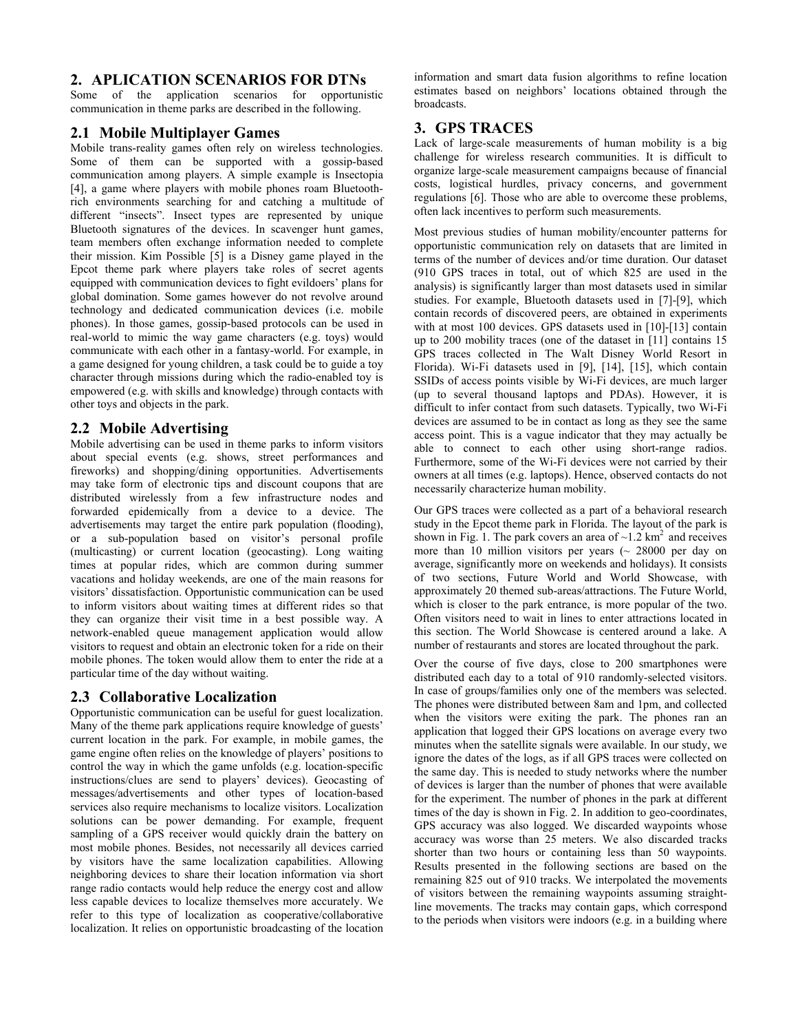## 2. APLICATION SCENARIOS FOR DTNs

Some of the application scenarios for opportunistic communication in theme parks are described in the following.

### 2.1 Mobile Multiplayer Games

Mobile trans-reality games often rely on wireless technologies. Some of them can be supported with a gossip-based communication among players. A simple example is Insectopia [4], a game where players with mobile phones roam Bluetooth-rich environments searching for and catching a multitude of different "insects". Insect types are represented by unique Bluetooth signatures of the devices. In scavenger hunt games, team members often exchange information needed to complete their mission. Kim Possible [5] is a Disney game played in the Epcot theme park where players take roles of secret agents equipped with communication devices to fight evildoers' plans for global domination. Some games however do not revolve around technology and dedicated communication devices (i.e. mobile phones). In those games, gossip-based protocols can be used in real-world to mimic the way game characters (e.g. toys) would communicate with each other in a fantasy-world. For example, in a game designed for young children, a task could be to guide a toy character through missions during which the radio-enabled toy is empowered (e.g. with skills and knowledge) through contacts with other toys and objects in the park.

### 2.2 Mobile Advertising

Mobile advertising can be used in theme parks to inform visitors about special events (e.g. shows, street performances and fireworks) and shopping/dining opportunities. Advertisements may take form of electronic tips and discount coupons that are distributed wirelessly from a few infrastructure nodes and forwarded epidemically from a device to a device. The advertisements may target the entire park population (flooding), or a sub-population based on visitor's personal profile (multicasting) or current location (geocasting). Long waiting times at popular rides, which are common during summer vacations and holiday weekends, are one of the main reasons for visitors' dissatisfaction. Opportunistic communication can be used to inform visitors about waiting times at different rides so that they can organize their visit time in a best possible way. A network-enabled queue management application would allow visitors to request and obtain an electronic token for a ride on their mobile phones. The token would allow them to enter the ride at a particular time of the day without waiting.

### 2.3 Collaborative Localization

Opportunistic communication can be useful for guest localization. Many of the theme park applications require knowledge of guests' current location in the park. For example, in mobile games, the game engine often relies on the knowledge of players' positions to control the way in which the game unfolds (e.g. location-specific instructions/clues are send to players' devices). Geocasting of messages/advertisements and other types of location-based services also require mechanisms to localize visitors. Localization solutions can be power demanding. For example, frequent sampling of a GPS receiver would quickly drain the battery on most mobile phones. Besides, not necessarily all devices carried by visitors have the same localization capabilities. Allowing neighboring devices to share their location information via short range radio contacts would help reduce the energy cost and allow less capable devices to localize themselves more accurately. We refer to this type of localization as cooperative/collaborative localization. It relies on opportunistic broadcasting of the location information and smart data fusion algorithms to refine location estimates based on neighbors' locations obtained through the broadcasts.

## 3. GPS TRACES

Lack of large-scale measurements of human mobility is a big challenge for wireless research communities. It is difficult to organize large-scale measurement campaigns because of financial costs, logistical hurdles, privacy concerns, and government regulations [6]. Those who are able to overcome these problems, often lack incentives to perform such measurements.

Most previous studies of human mobility/encounter patterns for opportunistic communication rely on datasets that are limited in terms of the number of devices and/or time duration. Our dataset (910 GPS traces in total, out of which 825 are used in the analysis) is significantly larger than most datasets used in similar studies. For example, Bluetooth datasets used in [7]-[9], which contain records of discovered peers, are obtained in experiments with at most 100 devices. GPS datasets used in [10]-[13] contain up to 200 mobility traces (one of the dataset in [11] contains 15 GPS traces collected in The Walt Disney World Resort in Florida). Wi-Fi datasets used in [9], [14], [15], which contain SSIDs of access points visible by Wi-Fi devices, are much larger (up to several thousand laptops and PDAs). However, it is difficult to infer contact from such datasets. Typically, two Wi-Fi devices are assumed to be in contact as long as they see the same access point. This is a vague indicator that they may actually be able to connect to each other using short-range radios. Furthermore, some of the Wi-Fi devices were not carried by their owners at all times (e.g. laptops). Hence, observed contacts do not necessarily characterize human mobility.

Our GPS traces were collected as a part of a behavioral research study in the Epcot theme park in Florida. The layout of the park is shown in Fig. 1. The park covers an area of ~1.2 km$^2$ and receives more than 10 million visitors per years (~ 28000 per day on average, significantly more on weekends and holidays). It consists of two sections, Future World and World Showcase, with approximately 20 themed sub-areas/attractions. The Future World, which is closer to the park entrance, is more popular of the two. Often visitors need to wait in lines to enter attractions located in this section. The World Showcase is centered around a lake. A number of restaurants and stores are located throughout the park.

Over the course of five days, close to 200 smartphones were distributed each day to a total of 910 randomly-selected visitors. In case of groups/families only one of the members was selected. The phones were distributed between 8am and 1pm, and collected when the visitors were exiting the park. The phones ran an application that logged their GPS locations on average every two minutes when the satellite signals were available. In our study, we ignore the dates of the logs, as if all GPS traces were collected on the same day. This is needed to study networks where the number of devices is larger than the number of phones that were available for the experiment. The number of phones in the park at different times of the day is shown in Fig. 2. In addition to geo-coordinates, GPS accuracy was also logged. We discarded waypoints whose accuracy was worse than 25 meters. We also discarded tracks shorter than two hours or containing less than 50 waypoints. Results presented in the following sections are based on the remaining 825 out of 910 tracks. We interpolated the movements of visitors between the remaining waypoints assuming straight-line movements. The tracks may contain gaps, which correspond to the periods when visitors were indoors (e.g. in a building where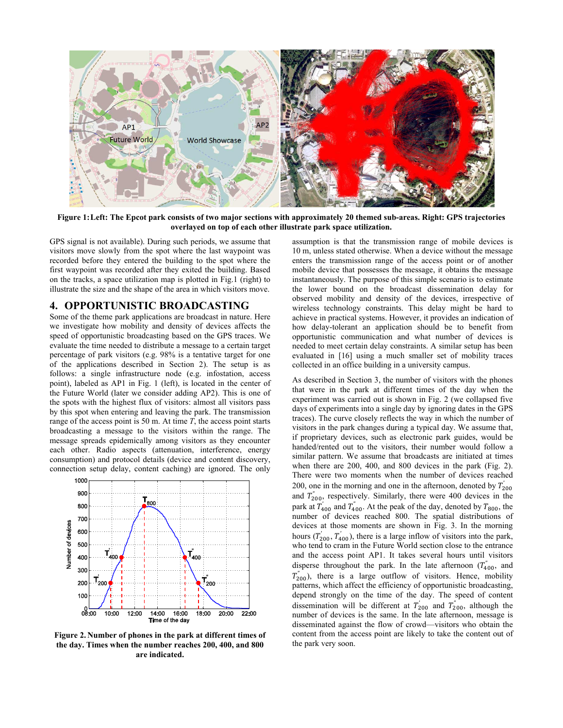Figure 1: Left: The Epcot park consists of two major sections with approximately 20 themed sub-areas. Right: GPS trajectories overlayed on top of each other illustrate park space utilization.

GPS signal is not available). During such periods, we assume that visitors move slowly from the spot where the last waypoint was recorded before they entered the building to the spot where the first waypoint was recorded after they exited the building. Based on the tracks, a space utilization map is plotted in Fig.1 (right) to illustrate the size and the shape of the area in which visitors move.

## 4. OPPORTUNISTIC BROADCASTING

Some of the theme park applications are broadcast in nature. Here we investigate how mobility and density of devices affects the speed of opportunistic broadcasting based on the GPS traces. We evaluate the time needed to distribute a message to a certain target percentage of park visitors (e.g. 98% is a tentative target for one of the applications described in Section 2). The setup is as follows: a single infrastructure node (e.g. infostation, access point), labeled as AP1 in Fig. 1 (left), is located in the center of the Future World (later we consider adding AP2). This is one of the spots with the highest flux of visitors: almost all visitors pass by this spot when entering and leaving the park. The transmission range of the access point is 50 m. At time $T$, the access point starts broadcasting a message to the visitors within the range. The message spreads epidemically among visitors as they encounter each other. Radio aspects (attenuation, interference, energy consumption) and protocol details (device and content discovery, connection setup delay, content caching) are ignored. The only assumption is that the transmission range of mobile devices is 10 m, unless stated otherwise. When a device without the message enters the transmission range of the access point or of another mobile device that possesses the message, it obtains the message instantaneously. The purpose of this simple scenario is to estimate the lower bound on the broadcast dissemination delay for observed mobility and density of the devices, irrespective of wireless technology constraints. This delay might be hard to achieve in practical systems. However, it provides an indication of how delay-tolerant an application should be to benefit from opportunistic communication and what number of devices is needed to meet certain delay constraints. A similar setup has been evaluated in [16] using a much smaller set of mobility traces collected in an office building in a university campus.

Figure 2. Number of phones in the park at different times of the day. Times when the number reaches 200, 400, and 800 are indicated.

As described in Section 3, the number of visitors with the phones that were in the park at different times of the day when the experiment was carried out is shown in Fig. 2 (we collapsed five days of experiments into a single day by ignoring dates in the GPS traces). The curve closely reflects the way in which the number of visitors in the park changes during a typical day. We assume that, if proprietary devices, such as electronic park guides, would be handed/rented out to the visitors, their number would follow a similar pattern. We assume that broadcasts are initiated at times when there are 200, 400, and 800 devices in the park (Fig. 2). There were two moments when the number of devices reached 200, one in the morning and one in the afternoon, denoted by $T^{'}_{200}$ and $T^{''}_{200}$, respectively. Similarly, there were 400 devices in the park at $T^{'}_{400}$ and $T^{''}_{400}$. At the peak of the day, denoted by $T_{800}$, the number of devices reached 800. The spatial distributions of devices at those moments are shown in Fig. 3. In the morning hours ($T^{'}_{200}$, $T^{'}_{400}$), there is a large inflow of visitors into the park, who tend to cram in the Future World section close to the entrance and the access point AP1. It takes several hours until visitors disperse throughout the park. In the late afternoon ($T^{''}_{400}$, and $T^{''}_{200}$), there is a large outflow of visitors. Hence, mobility patterns, which affect the efficiency of opportunistic broadcasting, depend strongly on the time of the day. The speed of content dissemination will be different at $T^{'}_{200}$ and $T^{''}_{200}$, although the number of devices is the same. In the late afternoon, message is disseminated against the flow of crowd—visitors who obtain the content from the access point are likely to take the content out of the park very soon.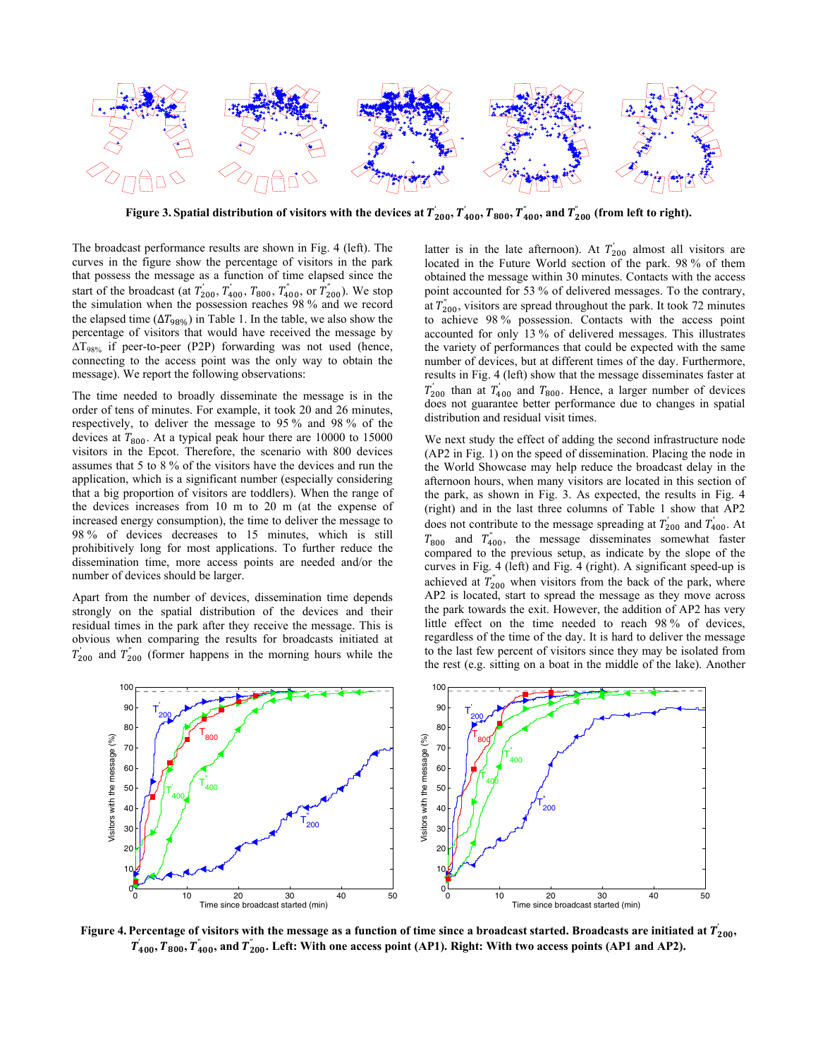**Figure 3. Spatial distribution of visitors with the devices at $T_{200}^{'}$, $T_{400}^{'}$, $T_{800}$, $T_{400}^{''}$, and $T_{200}^{''}$ (from left to right).**

The broadcast performance results are shown in Fig. 4 (left). The curves in the figure show the percentage of visitors in the park that possess the message as a function of time elapsed since the start of the broadcast (at $T_{200}^{'}$, $T_{400}^{'}$, $T_{800}$, $T_{400}^{''}$, or $T_{200}^{''}$). We stop the simulation when the possession reaches 98 % and we record the elapsed time ($\Delta T_{98\%}$) in Table 1. In the table, we also show the percentage of visitors that would have received the message by $\Delta T_{98\%}$ if peer-to-peer (P2P) forwarding was not used (hence, connecting to the access point was the only way to obtain the message). We report the following observations:

The time needed to broadly disseminate the message is in the order of tens of minutes. For example, it took 20 and 26 minutes, respectively, to deliver the message to 95 % and 98 % of the devices at $T_{800}$. At a typical peak hour there are 10000 to 15000 visitors in the Epcot. Therefore, the scenario with 800 devices assumes that 5 to 8 % of the visitors have the devices and run the application, which is a significant number (especially considering that a big proportion of visitors are toddlers). When the range of the devices increases from 10 m to 20 m (at the expense of increased energy consumption), the time to deliver the message to 98 % of devices decreases to 15 minutes, which is still prohibitively long for most applications. To further reduce the dissemination time, more access points are needed and/or the number of devices should be larger.

Apart from the number of devices, dissemination time depends strongly on the spatial distribution of the devices and their residual times in the park after they receive the message. This is obvious when comparing the results for broadcasts initiated at $T_{200}^{'}$ and $T_{200}^{''}$ (former happens in the morning hours while the latter is in the late afternoon). At $T_{200}^{'}$ almost all visitors are located in the Future World section of the park. 98 % of them obtained the message within 30 minutes. Contacts with the access point accounted for 53 % of delivered messages. To the contrary, at $T_{200}^{''}$, visitors are spread throughout the park. It took 72 minutes to achieve 98 % possession. Contacts with the access point accounted for only 13 % of delivered messages. This illustrates the variety of performances that could be expected with the same number of devices, but at different times of the day. Furthermore, results in Fig. 4 (left) show that the message disseminates faster at $T_{200}^{'}$ than at $T_{400}^{'}$ and $T_{800}$. Hence, a larger number of devices does not guarantee better performance due to changes in spatial distribution and residual visit times.

We next study the effect of adding the second infrastructure node (AP2 in Fig. 1) on the speed of dissemination. Placing the node in the World Showcase may help reduce the broadcast delay in the afternoon hours, when many visitors are located in this section of the park, as shown in Fig. 3. As expected, the results in Fig. 4 (right) and in the last three columns of Table 1 show that AP2 does not contribute to the message spreading at $T_{200}^{'}$ and $T_{400}^{'}$. At $T_{800}$ and $T_{400}^{''}$, the message disseminates somewhat faster compared to the previous setup, as indicate by the slope of the curves in Fig. 4 (left) and Fig. 4 (right). A significant speed-up is achieved at $T_{200}^{''}$ when visitors from the back of the park, where AP2 is located, start to spread the message as they move across the park towards the exit. However, the addition of AP2 has very little effect on the time needed to reach 98 % of devices, regardless of the time of the day. It is hard to deliver the message to the last few percent of visitors since they may be isolated from the rest (e.g. sitting on a boat in the middle of the lake). Another

**Figure 4. Percentage of visitors with the message as a function of time since a broadcast started. Broadcasts are initiated at $T_{200}^{'}$, $T_{400}^{'}$, $T_{800}$, $T_{400}^{''}$, and $T_{200}^{''}$. Left: With one access point (AP1). Right: With two access points (AP1 and AP2).**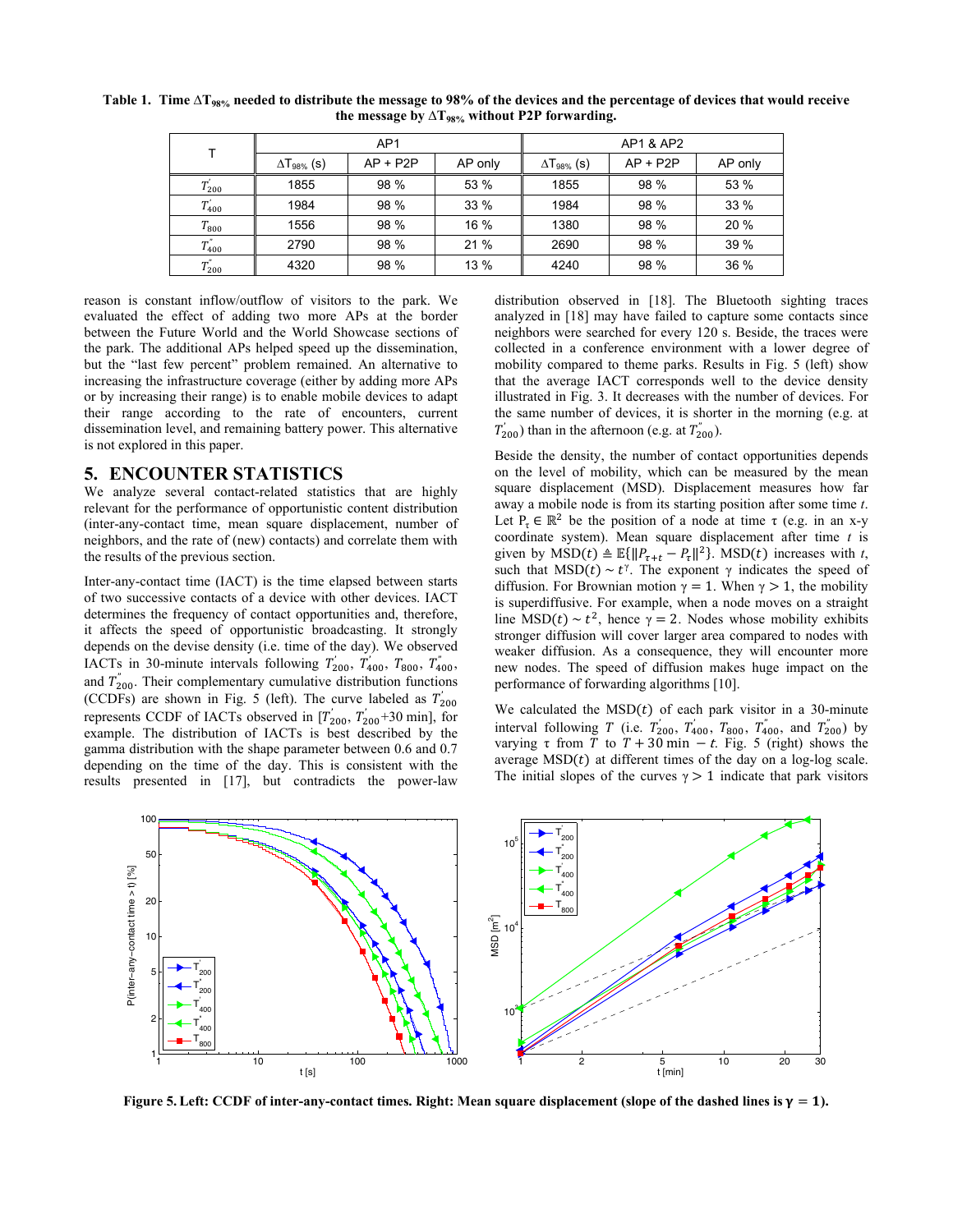**Table 1. Time $\Delta T_{98\%}$ needed to distribute the message to 98% of the devices and the percentage of devices that would receive the message by $\Delta T_{98\%}$ without P2P forwarding.**

| T | AP1 | | | AP1 & AP2 | | |
|---|---|---|---|---|---|---|
| | $\Delta T_{98\%}$ (s) | AP + P2P | AP only | $\Delta T_{98\%}$ (s) | AP + P2P | AP only |
| $T^{'}_{200}$ | 1855 | 98 % | 53 % | 1855 | 98 % | 53 % |
| $T^{'}_{400}$ | 1984 | 98 % | 33 % | 1984 | 98 % | 33 % |
| $T_{800}$ | 1556 | 98 % | 16 % | 1380 | 98 % | 20 % |
| $T^{''}_{400}$ | 2790 | 98 % | 21 % | 2690 | 98 % | 39 % |
| $T^{''}_{200}$ | 4320 | 98 % | 13 % | 4240 | 98 % | 36 % |

reason is constant inflow/outflow of visitors to the park. We evaluated the effect of adding two more APs at the border between the Future World and the World Showcase sections of the park. The additional APs helped speed up the dissemination, but the "last few percent" problem remained. An alternative to increasing the infrastructure coverage (either by adding more APs or by increasing their range) is to enable mobile devices to adapt their range according to the rate of encounters, current dissemination level, and remaining battery power. This alternative is not explored in this paper.

## 5. ENCOUNTER STATISTICS

We analyze several contact-related statistics that are highly relevant for the performance of opportunistic content distribution (inter-any-contact time, mean square displacement, number of neighbors, and the rate of (new) contacts) and correlate them with the results of the previous section.

Inter-any-contact time (IACT) is the time elapsed between starts of two successive contacts of a device with other devices. IACT determines the frequency of contact opportunities and, therefore, it affects the speed of opportunistic broadcasting. It strongly depends on the devise density (i.e. time of the day). We observed IACTs in 30-minute intervals following $T^{'}_{200}$, $T^{'}_{400}$, $T_{800}$, $T^{''}_{400}$, and $T^{''}_{200}$. Their complementary cumulative distribution functions (CCDFs) are shown in Fig. 5 (left). The curve labeled as $T^{'}_{200}$ represents CCDF of IACTs observed in [$T^{'}_{200}$, $T^{'}_{200}$+30 min], for example. The distribution of IACTs is best described by the gamma distribution with the shape parameter between 0.6 and 0.7 depending on the time of the day. This is consistent with the results presented in [17], but contradicts the power-law distribution observed in [18]. The Bluetooth sighting traces analyzed in [18] may have failed to capture some contacts since neighbors were searched for every 120 s. Beside, the traces were collected in a conference environment with a lower degree of mobility compared to theme parks. Results in Fig. 5 (left) show that the average IACT corresponds well to the device density illustrated in Fig. 3. It decreases with the number of devices. For the same number of devices, it is shorter in the morning (e.g. at $T^{'}_{200}$) than in the afternoon (e.g. at $T^{''}_{200}$).

Beside the density, the number of contact opportunities depends on the level of mobility, which can be measured by the mean square displacement (MSD). Displacement measures how far away a mobile node is from its starting position after some time $t$. Let $P_\tau \in \mathbb{R}^2$ be the position of a node at time $\tau$ (e.g. in an x-y coordinate system). Mean square displacement after time $t$ is given by $\mathrm{MSD}(t) \triangleq \mathbb{E}\{\|P_{\tau+t} - P_\tau\|^2\}$. $\mathrm{MSD}(t)$ increases with $t$, such that $\mathrm{MSD}(t) \sim t^{\gamma}$. The exponent $\gamma$ indicates the speed of diffusion. For Brownian motion $\gamma = 1$. When $\gamma > 1$, the mobility is superdiffusive. For example, when a node moves on a straight line $\mathrm{MSD}(t) \sim t^2$, hence $\gamma = 2$. Nodes whose mobility exhibits stronger diffusion will cover larger area compared to nodes with weaker diffusion. As a consequence, they will encounter more new nodes. The speed of diffusion makes huge impact on the performance of forwarding algorithms [10].

We calculated the $\mathrm{MSD}(t)$ of each park visitor in a 30-minute interval following $T$ (i.e. $T^{'}_{200}$, $T^{'}_{400}$, $T_{800}$, $T^{''}_{400}$, and $T^{''}_{200}$) by varying $\tau$ from $T$ to $T + 30\text{ min} - t$. Fig. 5 (right) shows the average $\mathrm{MSD}(t)$ at different times of the day on a log-log scale. The initial slopes of the curves $\gamma > 1$ indicate that park visitors

**Figure 5. Left: CCDF of inter-any-contact times. Right: Mean square displacement (slope of the dashed lines is $\gamma = 1$).**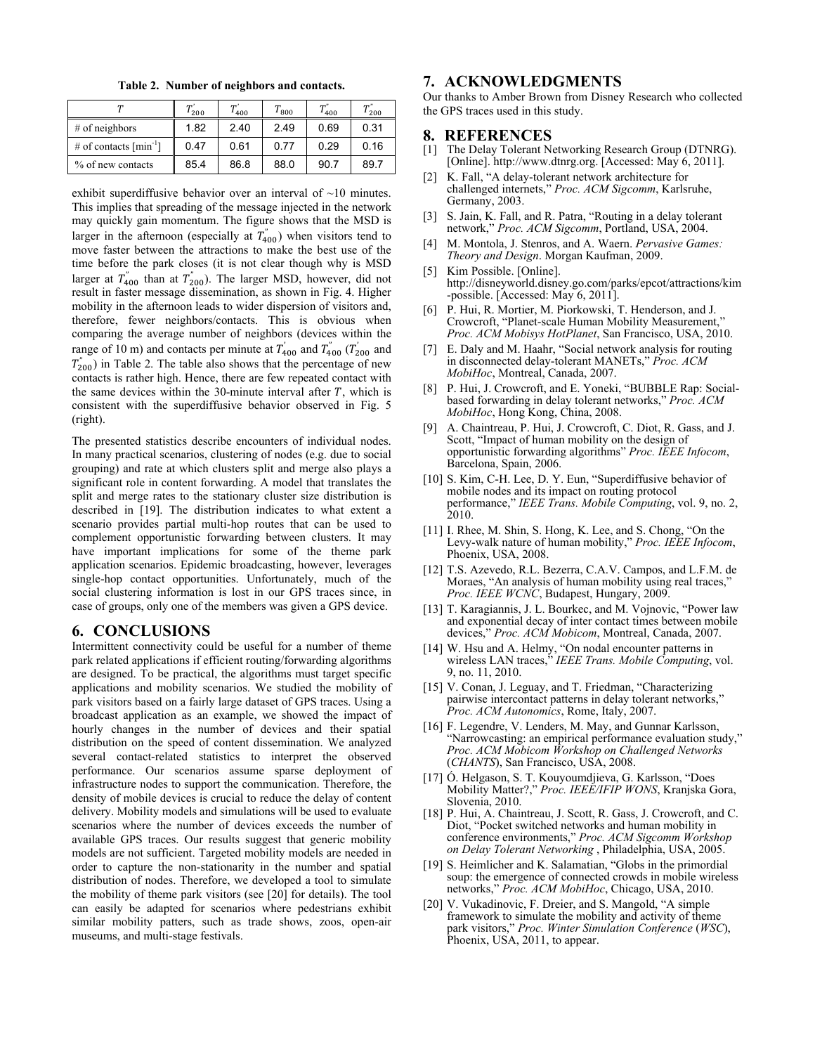**Table 2. Number of neighbors and contacts.**

| $T$ | $T^{'}_{200}$ | $T^{'}_{400}$ | $T_{800}$ | $T^{''}_{400}$ | $T^{''}_{200}$ |
|---|---|---|---|---|---|
| # of neighbors | 1.82 | 2.40 | 2.49 | 0.69 | 0.31 |
| # of contacts [min$^{-1}$] | 0.47 | 0.61 | 0.77 | 0.29 | 0.16 |
| % of new contacts | 85.4 | 86.8 | 88.0 | 90.7 | 89.7 |

exhibit superdiffusive behavior over an interval of ~10 minutes. This implies that spreading of the message injected in the network may quickly gain momentum. The figure shows that the MSD is larger in the afternoon (especially at $T^{''}_{400}$) when visitors tend to move faster between the attractions to make the best use of the time before the park closes (it is not clear though why is MSD larger at $T^{''}_{400}$ than at $T^{''}_{200}$). The larger MSD, however, did not result in faster message dissemination, as shown in Fig. 4. Higher mobility in the afternoon leads to wider dispersion of visitors and, therefore, fewer neighbors/contacts. This is obvious when comparing the average number of neighbors (devices within the range of 10 m) and contacts per minute at $T^{'}_{400}$ and $T^{''}_{400}$ ($T^{'}_{200}$ and $T^{''}_{200}$) in Table 2. The table also shows that the percentage of new contacts is rather high. Hence, there are few repeated contact with the same devices within the 30-minute interval after $T$, which is consistent with the superdiffusive behavior observed in Fig. 5 (right).

The presented statistics describe encounters of individual nodes. In many practical scenarios, clustering of nodes (e.g. due to social grouping) and rate at which clusters split and merge also plays a significant role in content forwarding. A model that translates the split and merge rates to the stationary cluster size distribution is described in [19]. The distribution indicates to what extent a scenario provides partial multi-hop routes that can be used to complement opportunistic forwarding between clusters. It may have important implications for some of the theme park application scenarios. Epidemic broadcasting, however, leverages single-hop contact opportunities. Unfortunately, much of the social clustering information is lost in our GPS traces since, in case of groups, only one of the members was given a GPS device.

## 6. CONCLUSIONS

Intermittent connectivity could be useful for a number of theme park related applications if efficient routing/forwarding algorithms are designed. To be practical, the algorithms must target specific applications and mobility scenarios. We studied the mobility of park visitors based on a fairly large dataset of GPS traces. Using a broadcast application as an example, we showed the impact of hourly changes in the number of devices and their spatial distribution on the speed of content dissemination. We analyzed several contact-related statistics to interpret the observed performance. Our scenarios assume sparse deployment of infrastructure nodes to support the communication. Therefore, the density of mobile devices is crucial to reduce the delay of content delivery. Mobility models and simulations will be used to evaluate scenarios where the number of devices exceeds the number of available GPS traces. Our results suggest that generic mobility models are not sufficient. Targeted mobility models are needed in order to capture the non-stationarity in the number and spatial distribution of nodes. Therefore, we developed a tool to simulate the mobility of theme park visitors (see [20] for details). The tool can easily be adapted for scenarios where pedestrians exhibit similar mobility patters, such as trade shows, zoos, open-air museums, and multi-stage festivals.

## 7. ACKNOWLEDGMENTS

Our thanks to Amber Brown from Disney Research who collected the GPS traces used in this study.

## 8. REFERENCES

[1] The Delay Tolerant Networking Research Group (DTNRG). [Online]. http://www.dtnrg.org. [Accessed: May 6, 2011].

[2] K. Fall, "A delay-tolerant network architecture for challenged internets," *Proc. ACM Sigcomm*, Karlsruhe, Germany, 2003.

[3] S. Jain, K. Fall, and R. Patra, "Routing in a delay tolerant network," *Proc. ACM Sigcomm*, Portland, USA, 2004.

[4] M. Montola, J. Stenros, and A. Waern. *Pervasive Games: Theory and Design*. Morgan Kaufman, 2009.

[5] Kim Possible. [Online]. http://disneyworld.disney.go.com/parks/epcot/attractions/kim-possible. [Accessed: May 6, 2011].

[6] P. Hui, R. Mortier, M. Piorkowski, T. Henderson, and J. Crowcroft, "Planet-scale Human Mobility Measurement," *Proc. ACM Mobisys HotPlanet*, San Francisco, USA, 2010.

[7] E. Daly and M. Haahr, "Social network analysis for routing in disconnected delay-tolerant MANETs," *Proc. ACM MobiHoc*, Montreal, Canada, 2007.

[8] P. Hui, J. Crowcroft, and E. Yoneki, "BUBBLE Rap: Social-based forwarding in delay tolerant networks," *Proc. ACM MobiHoc*, Hong Kong, China, 2008.

[9] A. Chaintreau, P. Hui, J. Crowcroft, C. Diot, R. Gass, and J. Scott, "Impact of human mobility on the design of opportunistic forwarding algorithms" *Proc. IEEE Infocom*, Barcelona, Spain, 2006.

[10] S. Kim, C-H. Lee, D. Y. Eun, "Superdiffusive behavior of mobile nodes and its impact on routing protocol performance," *IEEE Trans. Mobile Computing*, vol. 9, no. 2, 2010.

[11] I. Rhee, M. Shin, S. Hong, K. Lee, and S. Chong, "On the Levy-walk nature of human mobility," *Proc. IEEE Infocom*, Phoenix, USA, 2008.

[12] T.S. Azevedo, R.L. Bezerra, C.A.V. Campos, and L.F.M. de Moraes, "An analysis of human mobility using real traces," *Proc. IEEE WCNC*, Budapest, Hungary, 2009.

[13] T. Karagiannis, J. L. Bourkec, and M. Vojnovic, "Power law and exponential decay of inter contact times between mobile devices," *Proc. ACM Mobicom*, Montreal, Canada, 2007.

[14] W. Hsu and A. Helmy, "On nodal encounter patterns in wireless LAN traces," *IEEE Trans. Mobile Computing*, vol. 9, no. 11, 2010.

[15] V. Conan, J. Leguay, and T. Friedman, "Characterizing pairwise intercontact patterns in delay tolerant networks," *Proc. ACM Autonomics*, Rome, Italy, 2007.

[16] F. Legendre, V. Lenders, M. May, and Gunnar Karlsson, "Narrowcasting: an empirical performance evaluation study," *Proc. ACM Mobicom Workshop on Challenged Networks* (*CHANTS*), San Francisco, USA, 2008.

[17] Ó. Helgason, S. T. Kouyoumdjieva, G. Karlsson, "Does Mobility Matter?," *Proc. IEEE/IFIP WONS*, Kranjska Gora, Slovenia, 2010.

[18] P. Hui, A. Chaintreau, J. Scott, R. Gass, J. Crowcroft, and C. Diot, "Pocket switched networks and human mobility in conference environments," *Proc. ACM Sigcomm Workshop on Delay Tolerant Networking* , Philadelphia, USA, 2005.

[19] S. Heimlicher and K. Salamatian, "Globs in the primordial soup: the emergence of connected crowds in mobile wireless networks," *Proc. ACM MobiHoc*, Chicago, USA, 2010.

[20] V. Vukadinovic, F. Dreier, and S. Mangold, "A simple framework to simulate the mobility and activity of theme park visitors," *Proc. Winter Simulation Conference* (*WSC*), Phoenix, USA, 2011, to appear.